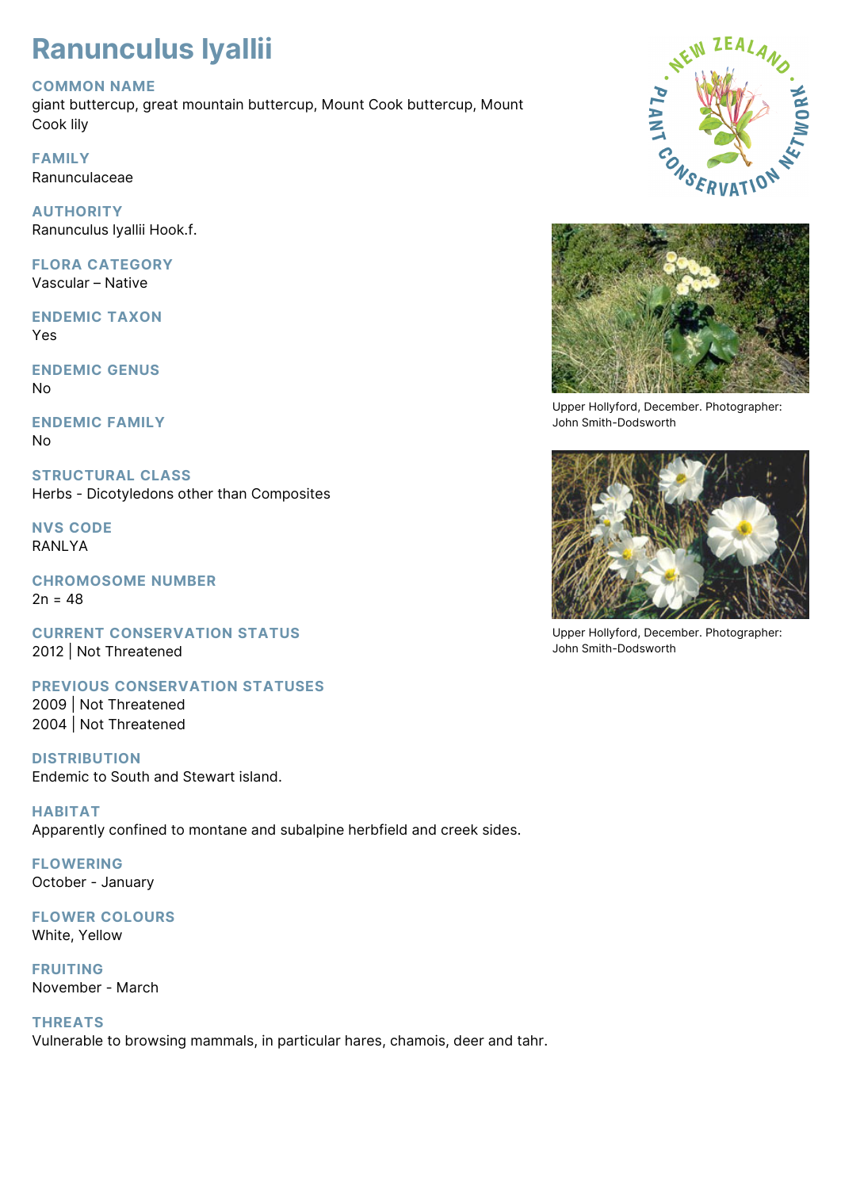# Ranunculus lyallii

## COMMON NAME
giant buttercup, great mountain buttercup, Mount Cook buttercup, Mount Cook lily

## FAMILY
Ranunculaceae

## AUTHORITY
Ranunculus lyallii Hook.f.

## FLORA CATEGORY
Vascular – Native

## ENDEMIC TAXON
Yes

## ENDEMIC GENUS
No

## ENDEMIC FAMILY
No

## STRUCTURAL CLASS
Herbs - Dicotyledons other than Composites

## NVS CODE
RANLYA

## CHROMOSOME NUMBER
2n = 48

## CURRENT CONSERVATION STATUS
2012 | Not Threatened

## PREVIOUS CONSERVATION STATUSES
2009 | Not Threatened
2004 | Not Threatened

## DISTRIBUTION
Endemic to South and Stewart island.

## HABITAT
Apparently confined to montane and subalpine herbfield and creek sides.

## FLOWERING
October - January

## FLOWER COLOURS
White, Yellow

## FRUITING
November - March

## THREATS
Vulnerable to browsing mammals, in particular hares, chamois, deer and tahr.

Upper Hollyford, December. Photographer: John Smith-Dodsworth

Upper Hollyford, December. Photographer: John Smith-Dodsworth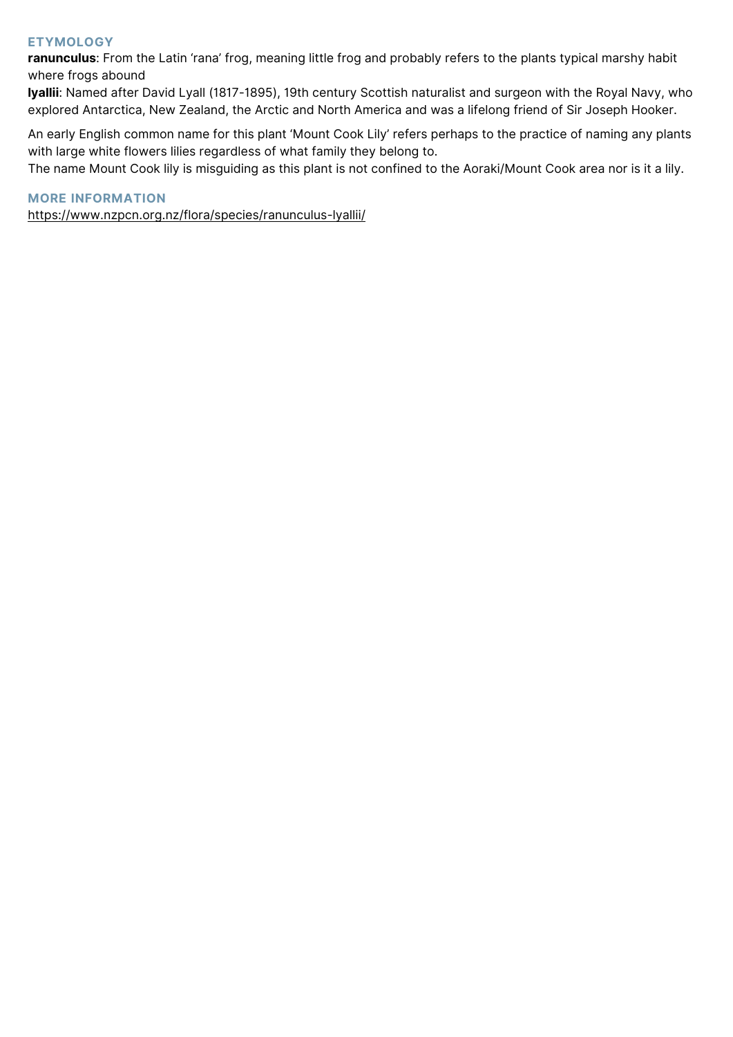## ETYMOLOGY

**ranunculus**: From the Latin 'rana' frog, meaning little frog and probably refers to the plants typical marshy habit where frogs abound

**lyallii**: Named after David Lyall (1817-1895), 19th century Scottish naturalist and surgeon with the Royal Navy, who explored Antarctica, New Zealand, the Arctic and North America and was a lifelong friend of Sir Joseph Hooker.

An early English common name for this plant 'Mount Cook Lily' refers perhaps to the practice of naming any plants with large white flowers lilies regardless of what family they belong to.
The name Mount Cook lily is misguiding as this plant is not confined to the Aoraki/Mount Cook area nor is it a lily.

## MORE INFORMATION

https://www.nzpcn.org.nz/flora/species/ranunculus-lyallii/